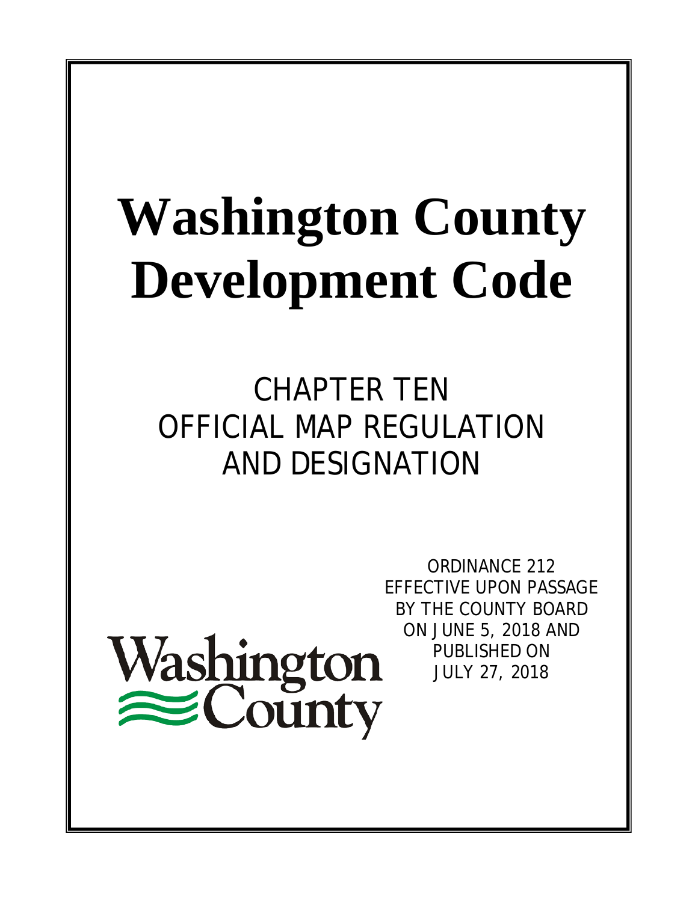# Washington County Development Code

## CHAPTER TEN
## OFFICIAL MAP REGULATION AND DESIGNATION

ORDINANCE 212
EFFECTIVE UPON PASSAGE
BY THE COUNTY BOARD
ON JUNE 5, 2018 AND
PUBLISHED ON
JULY 27, 2018

Washington County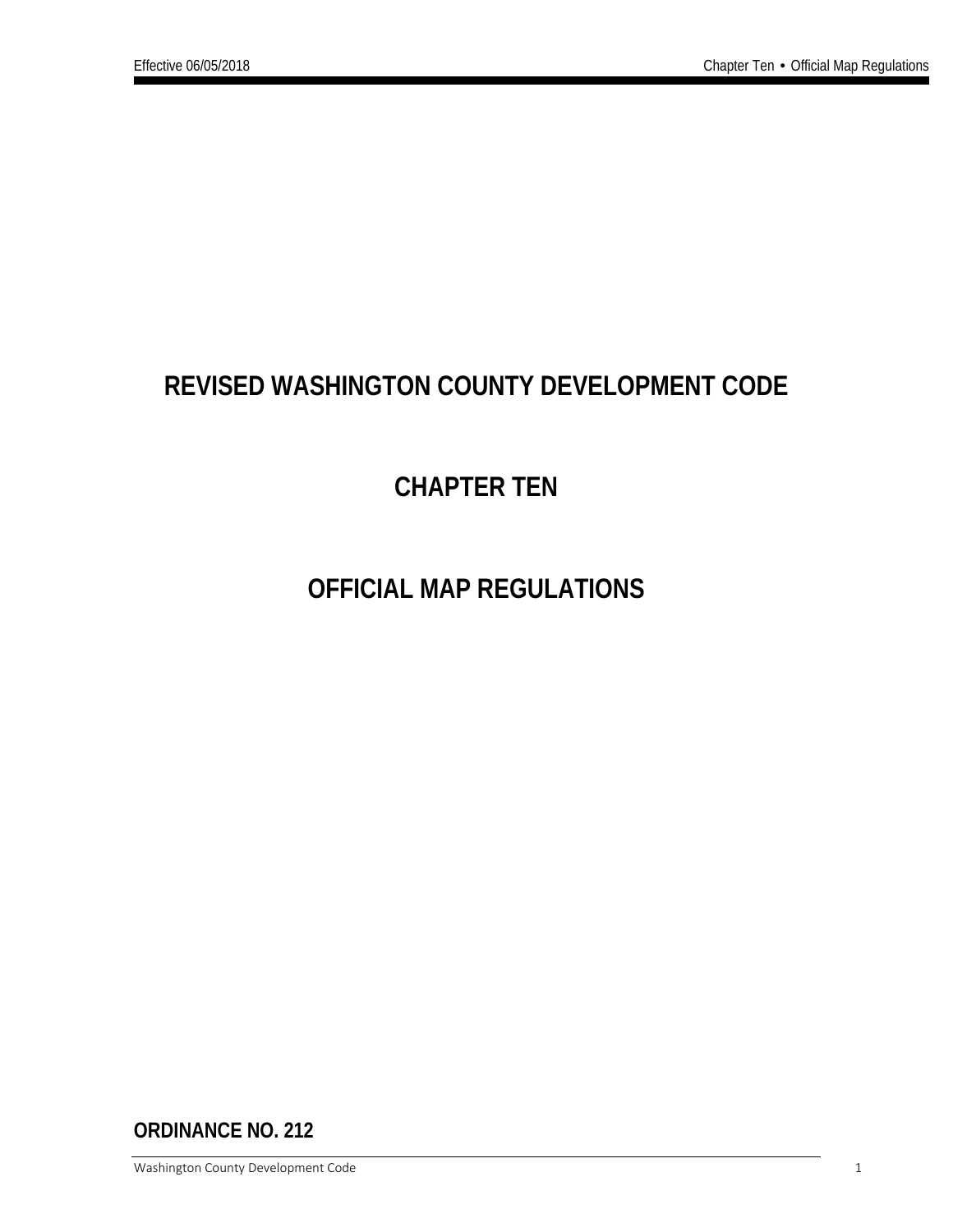# REVISED WASHINGTON COUNTY DEVELOPMENT CODE

# CHAPTER TEN

# OFFICIAL MAP REGULATIONS

**ORDINANCE NO. 212**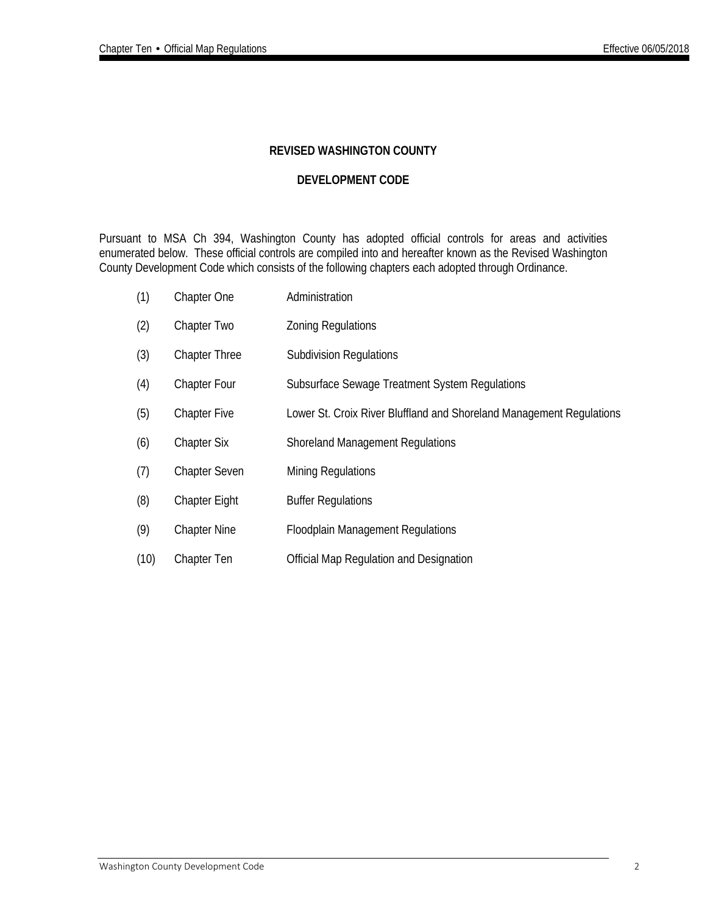**REVISED WASHINGTON COUNTY**

**DEVELOPMENT CODE**

Pursuant to MSA Ch 394, Washington County has adopted official controls for areas and activities enumerated below. These official controls are compiled into and hereafter known as the Revised Washington County Development Code which consists of the following chapters each adopted through Ordinance.

| | | |
|---|---|---|
| (1) | Chapter One | Administration |
| (2) | Chapter Two | Zoning Regulations |
| (3) | Chapter Three | Subdivision Regulations |
| (4) | Chapter Four | Subsurface Sewage Treatment System Regulations |
| (5) | Chapter Five | Lower St. Croix River Bluffland and Shoreland Management Regulations |
| (6) | Chapter Six | Shoreland Management Regulations |
| (7) | Chapter Seven | Mining Regulations |
| (8) | Chapter Eight | Buffer Regulations |
| (9) | Chapter Nine | Floodplain Management Regulations |
| (10) | Chapter Ten | Official Map Regulation and Designation |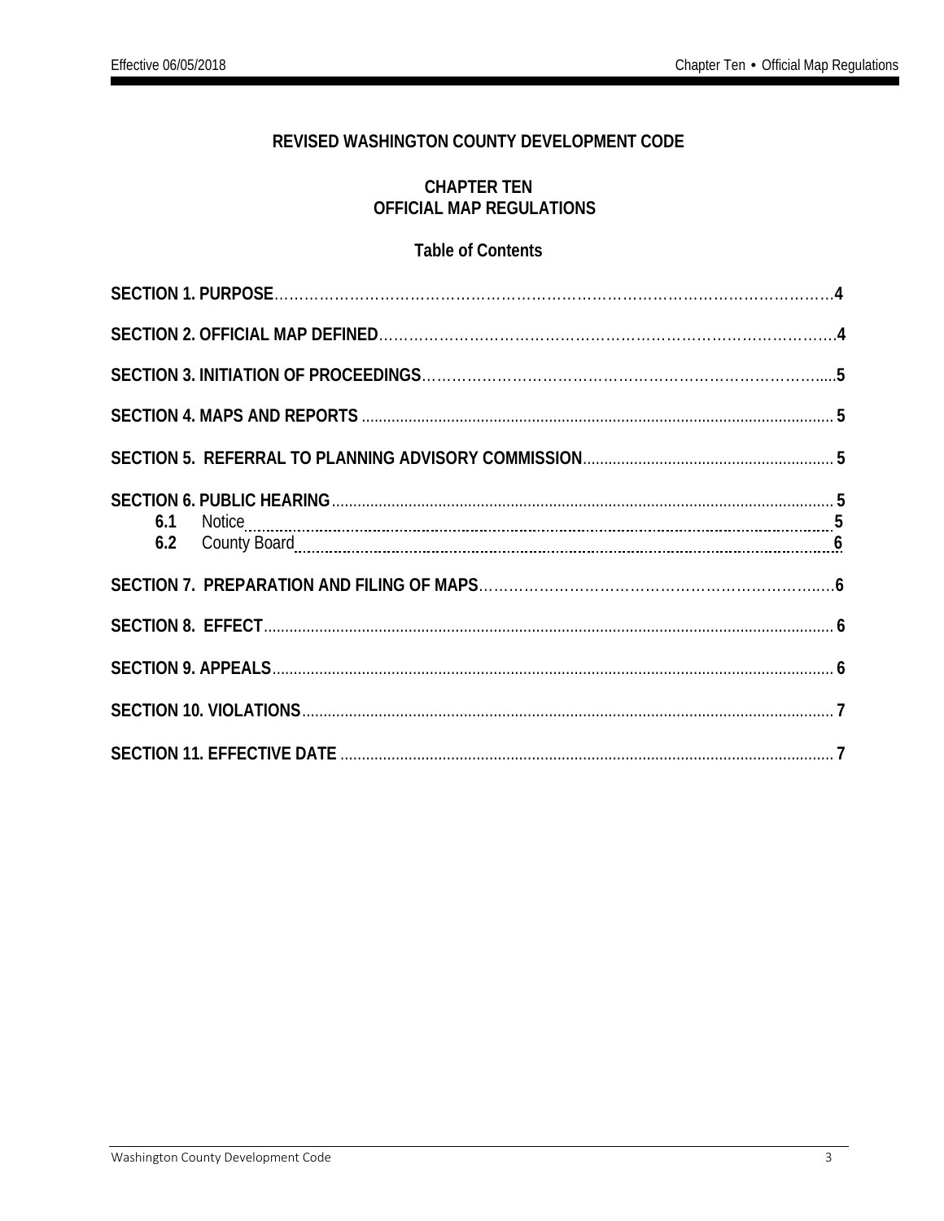**REVISED WASHINGTON COUNTY DEVELOPMENT CODE**

**CHAPTER TEN**
**OFFICIAL MAP REGULATIONS**

**Table of Contents**

**SECTION 1. PURPOSE** .......... 4

**SECTION 2. OFFICIAL MAP DEFINED** .......... 4

**SECTION 3. INITIATION OF PROCEEDINGS** .......... 5

**SECTION 4. MAPS AND REPORTS** .......... 5

**SECTION 5. REFERRAL TO PLANNING ADVISORY COMMISSION** .......... 5

**SECTION 6. PUBLIC HEARING** .......... 5
- **6.1** Notice .......... 5
- **6.2** County Board .......... 6

**SECTION 7. PREPARATION AND FILING OF MAPS** .......... 6

**SECTION 8. EFFECT** .......... 6

**SECTION 9. APPEALS** .......... 6

**SECTION 10. VIOLATIONS** .......... 7

**SECTION 11. EFFECTIVE DATE** .......... 7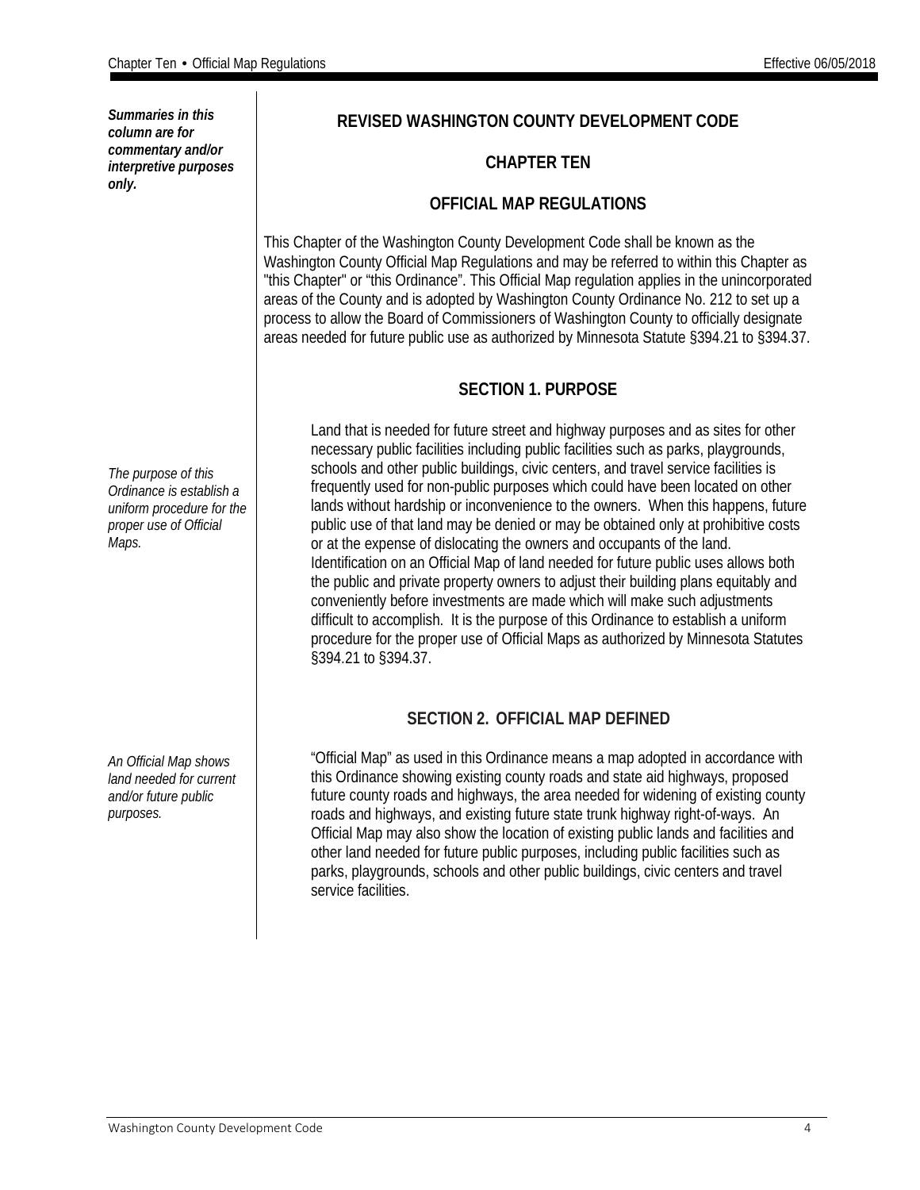*Summaries in this column are for commentary and/or interpretive purposes only.*

# REVISED WASHINGTON COUNTY DEVELOPMENT CODE

## CHAPTER TEN

## OFFICIAL MAP REGULATIONS

This Chapter of the Washington County Development Code shall be known as the Washington County Official Map Regulations and may be referred to within this Chapter as "this Chapter" or “this Ordinance”. This Official Map regulation applies in the unincorporated areas of the County and is adopted by Washington County Ordinance No. 212 to set up a process to allow the Board of Commissioners of Washington County to officially designate areas needed for future public use as authorized by Minnesota Statute §394.21 to §394.37.

## SECTION 1. PURPOSE

*The purpose of this Ordinance is establish a uniform procedure for the proper use of Official Maps.*

Land that is needed for future street and highway purposes and as sites for other necessary public facilities including public facilities such as parks, playgrounds, schools and other public buildings, civic centers, and travel service facilities is frequently used for non-public purposes which could have been located on other lands without hardship or inconvenience to the owners. When this happens, future public use of that land may be denied or may be obtained only at prohibitive costs or at the expense of dislocating the owners and occupants of the land. Identification on an Official Map of land needed for future public uses allows both the public and private property owners to adjust their building plans equitably and conveniently before investments are made which will make such adjustments difficult to accomplish. It is the purpose of this Ordinance to establish a uniform procedure for the proper use of Official Maps as authorized by Minnesota Statutes §394.21 to §394.37.

## SECTION 2. OFFICIAL MAP DEFINED

*An Official Map shows land needed for current and/or future public purposes.*

“Official Map” as used in this Ordinance means a map adopted in accordance with this Ordinance showing existing county roads and state aid highways, proposed future county roads and highways, the area needed for widening of existing county roads and highways, and existing future state trunk highway right-of-ways. An Official Map may also show the location of existing public lands and facilities and other land needed for future public purposes, including public facilities such as parks, playgrounds, schools and other public buildings, civic centers and travel service facilities.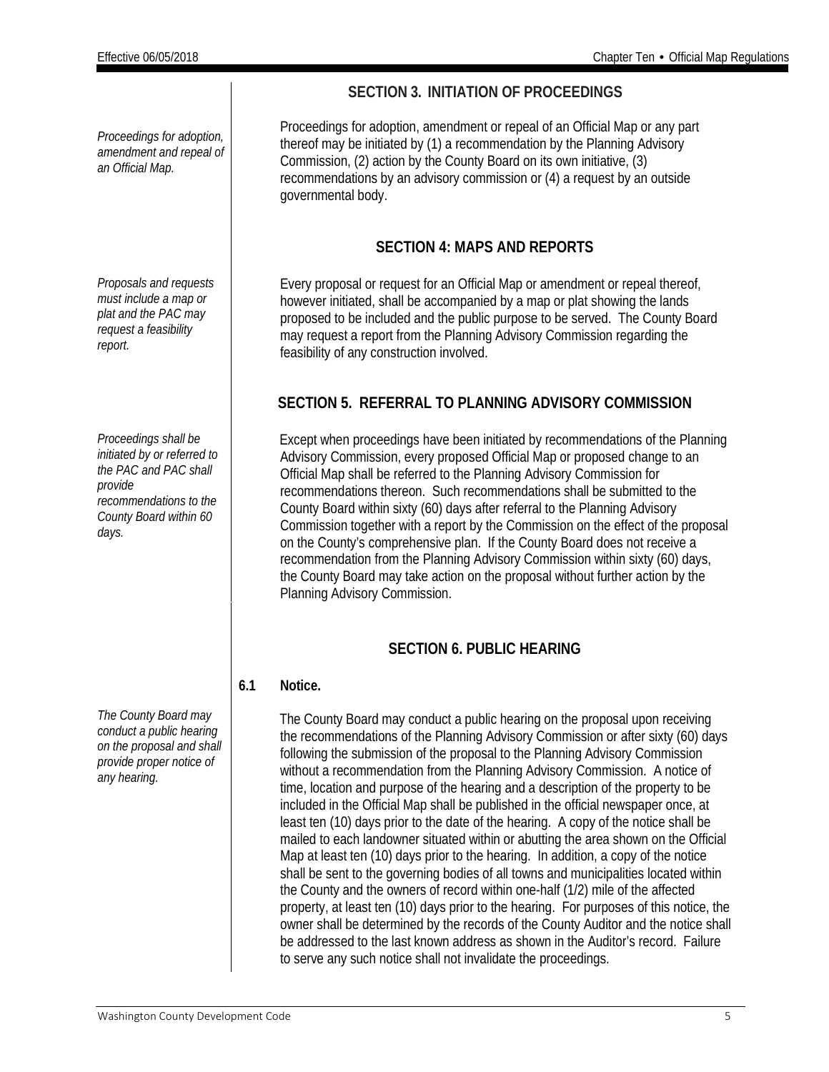## SECTION 3. INITIATION OF PROCEEDINGS

*Proceedings for adoption, amendment and repeal of an Official Map.*

Proceedings for adoption, amendment or repeal of an Official Map or any part thereof may be initiated by (1) a recommendation by the Planning Advisory Commission, (2) action by the County Board on its own initiative, (3) recommendations by an advisory commission or (4) a request by an outside governmental body.

## SECTION 4: MAPS AND REPORTS

*Proposals and requests must include a map or plat and the PAC may request a feasibility report.*

Every proposal or request for an Official Map or amendment or repeal thereof, however initiated, shall be accompanied by a map or plat showing the lands proposed to be included and the public purpose to be served. The County Board may request a report from the Planning Advisory Commission regarding the feasibility of any construction involved.

## SECTION 5. REFERRAL TO PLANNING ADVISORY COMMISSION

*Proceedings shall be initiated by or referred to the PAC and PAC shall provide recommendations to the County Board within 60 days.*

Except when proceedings have been initiated by recommendations of the Planning Advisory Commission, every proposed Official Map or proposed change to an Official Map shall be referred to the Planning Advisory Commission for recommendations thereon. Such recommendations shall be submitted to the County Board within sixty (60) days after referral to the Planning Advisory Commission together with a report by the Commission on the effect of the proposal on the County's comprehensive plan. If the County Board does not receive a recommendation from the Planning Advisory Commission within sixty (60) days, the County Board may take action on the proposal without further action by the Planning Advisory Commission.

## SECTION 6. PUBLIC HEARING

### 6.1 Notice.

*The County Board may conduct a public hearing on the proposal and shall provide proper notice of any hearing.*

The County Board may conduct a public hearing on the proposal upon receiving the recommendations of the Planning Advisory Commission or after sixty (60) days following the submission of the proposal to the Planning Advisory Commission without a recommendation from the Planning Advisory Commission. A notice of time, location and purpose of the hearing and a description of the property to be included in the Official Map shall be published in the official newspaper once, at least ten (10) days prior to the date of the hearing. A copy of the notice shall be mailed to each landowner situated within or abutting the area shown on the Official Map at least ten (10) days prior to the hearing. In addition, a copy of the notice shall be sent to the governing bodies of all towns and municipalities located within the County and the owners of record within one-half (1/2) mile of the affected property, at least ten (10) days prior to the hearing. For purposes of this notice, the owner shall be determined by the records of the County Auditor and the notice shall be addressed to the last known address as shown in the Auditor's record. Failure to serve any such notice shall not invalidate the proceedings.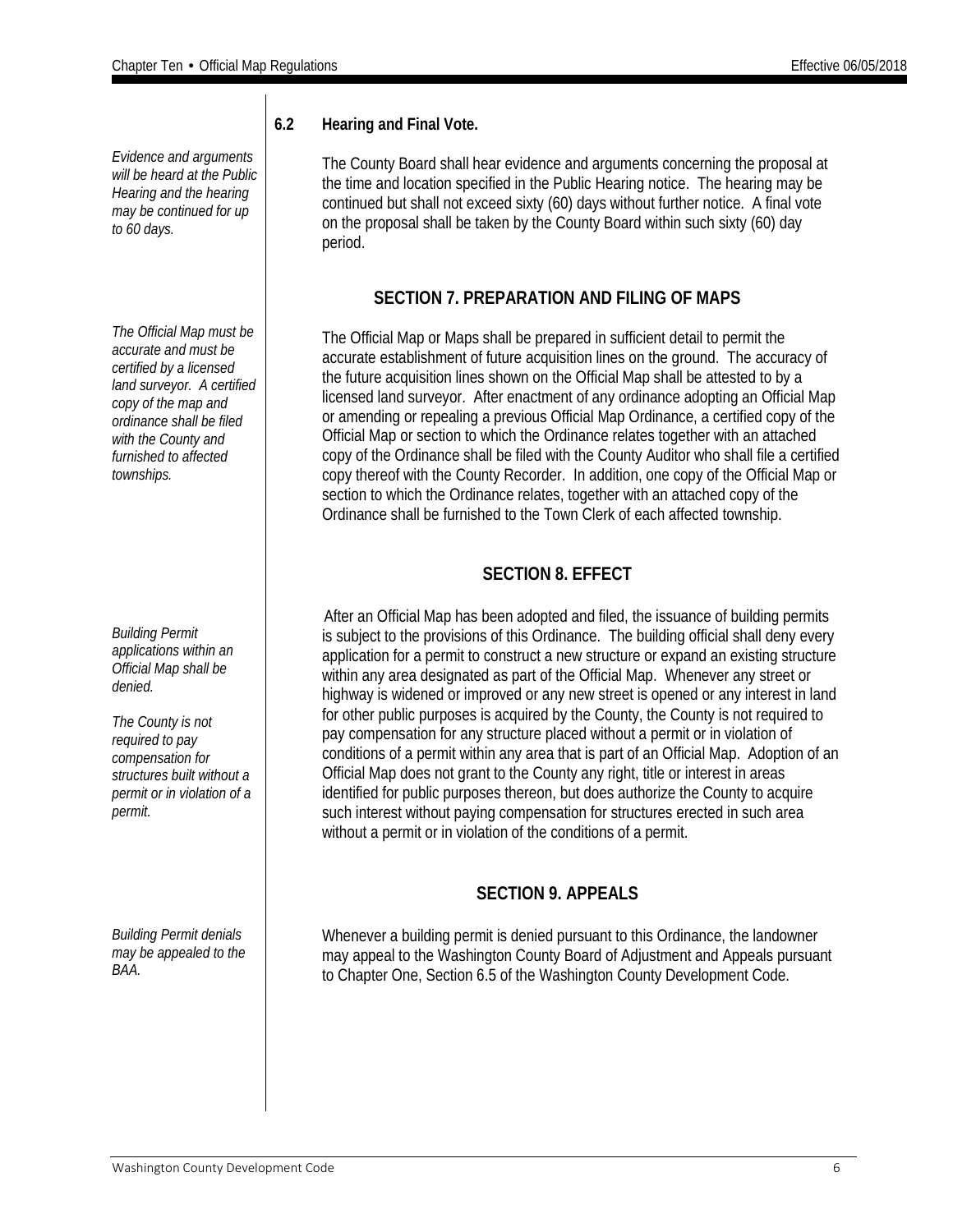*Evidence and arguments will be heard at the Public Hearing and the hearing may be continued for up to 60 days.*

### 6.2 Hearing and Final Vote.

The County Board shall hear evidence and arguments concerning the proposal at the time and location specified in the Public Hearing notice. The hearing may be continued but shall not exceed sixty (60) days without further notice. A final vote on the proposal shall be taken by the County Board within such sixty (60) day period.

## SECTION 7. PREPARATION AND FILING OF MAPS

*The Official Map must be accurate and must be certified by a licensed land surveyor. A certified copy of the map and ordinance shall be filed with the County and furnished to affected townships.*

The Official Map or Maps shall be prepared in sufficient detail to permit the accurate establishment of future acquisition lines on the ground. The accuracy of the future acquisition lines shown on the Official Map shall be attested to by a licensed land surveyor. After enactment of any ordinance adopting an Official Map or amending or repealing a previous Official Map Ordinance, a certified copy of the Official Map or section to which the Ordinance relates together with an attached copy of the Ordinance shall be filed with the County Auditor who shall file a certified copy thereof with the County Recorder. In addition, one copy of the Official Map or section to which the Ordinance relates, together with an attached copy of the Ordinance shall be furnished to the Town Clerk of each affected township.

## SECTION 8. EFFECT

*Building Permit applications within an Official Map shall be denied.*

*The County is not required to pay compensation for structures built without a permit or in violation of a permit.*

After an Official Map has been adopted and filed, the issuance of building permits is subject to the provisions of this Ordinance. The building official shall deny every application for a permit to construct a new structure or expand an existing structure within any area designated as part of the Official Map. Whenever any street or highway is widened or improved or any new street is opened or any interest in land for other public purposes is acquired by the County, the County is not required to pay compensation for any structure placed without a permit or in violation of conditions of a permit within any area that is part of an Official Map. Adoption of an Official Map does not grant to the County any right, title or interest in areas identified for public purposes thereon, but does authorize the County to acquire such interest without paying compensation for structures erected in such area without a permit or in violation of the conditions of a permit.

## SECTION 9. APPEALS

*Building Permit denials may be appealed to the BAA.*

Whenever a building permit is denied pursuant to this Ordinance, the landowner may appeal to the Washington County Board of Adjustment and Appeals pursuant to Chapter One, Section 6.5 of the Washington County Development Code.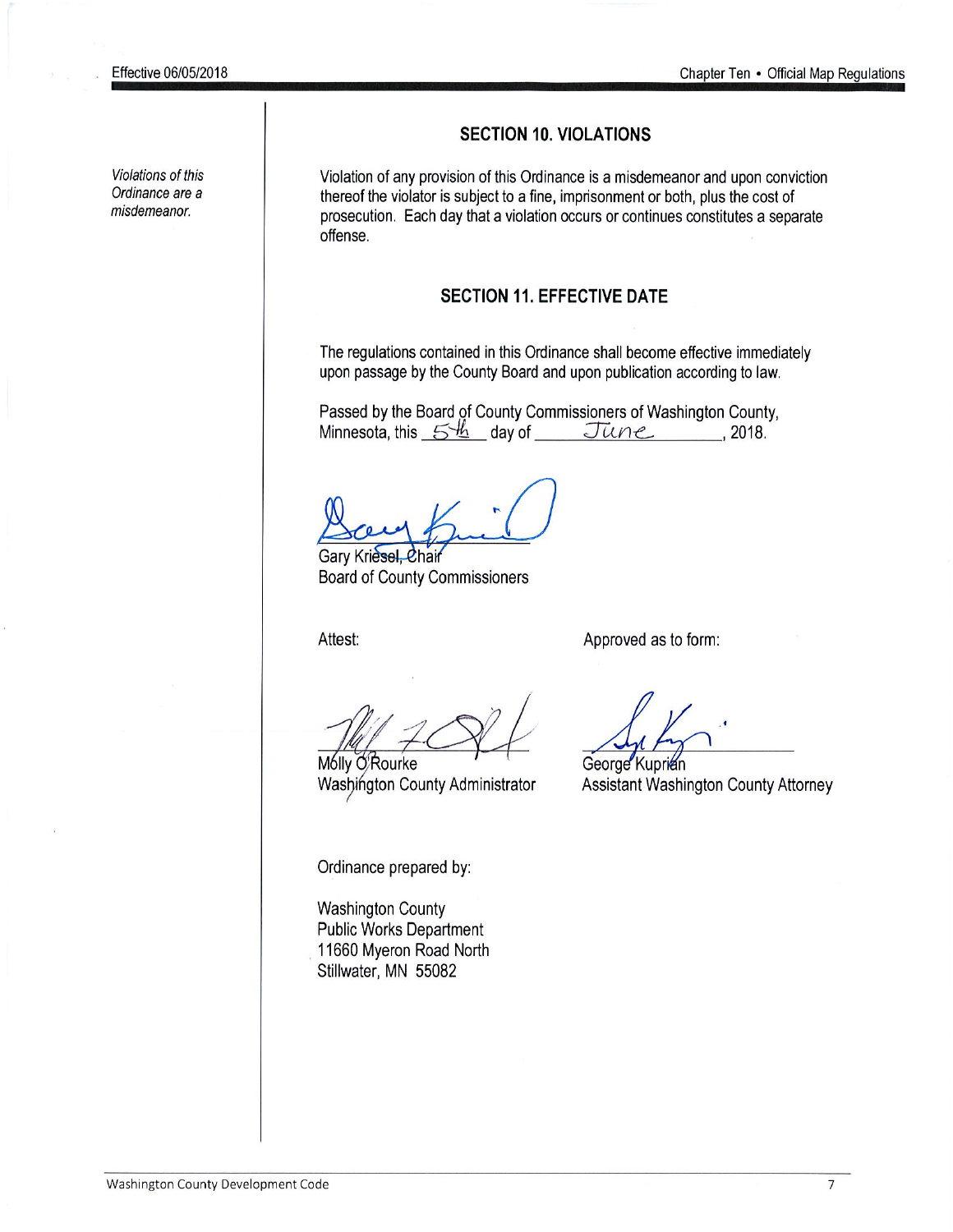*Violations of this Ordinance are a misdemeanor.*

## SECTION 10. VIOLATIONS

Violation of any provision of this Ordinance is a misdemeanor and upon conviction thereof the violator is subject to a fine, imprisonment or both, plus the cost of prosecution. Each day that a violation occurs or continues constitutes a separate offense.

## SECTION 11. EFFECTIVE DATE

The regulations contained in this Ordinance shall become effective immediately upon passage by the County Board and upon publication according to law.

Passed by the Board of County Commissioners of Washington County, Minnesota, this 5th day of June, 2018.

Gary Kriesel, Chair
Board of County Commissioners

Attest:

Molly O'Rourke
Washington County Administrator

Approved as to form:

George Kuprian
Assistant Washington County Attorney

Ordinance prepared by:

Washington County
Public Works Department
11660 Myeron Road North
Stillwater, MN 55082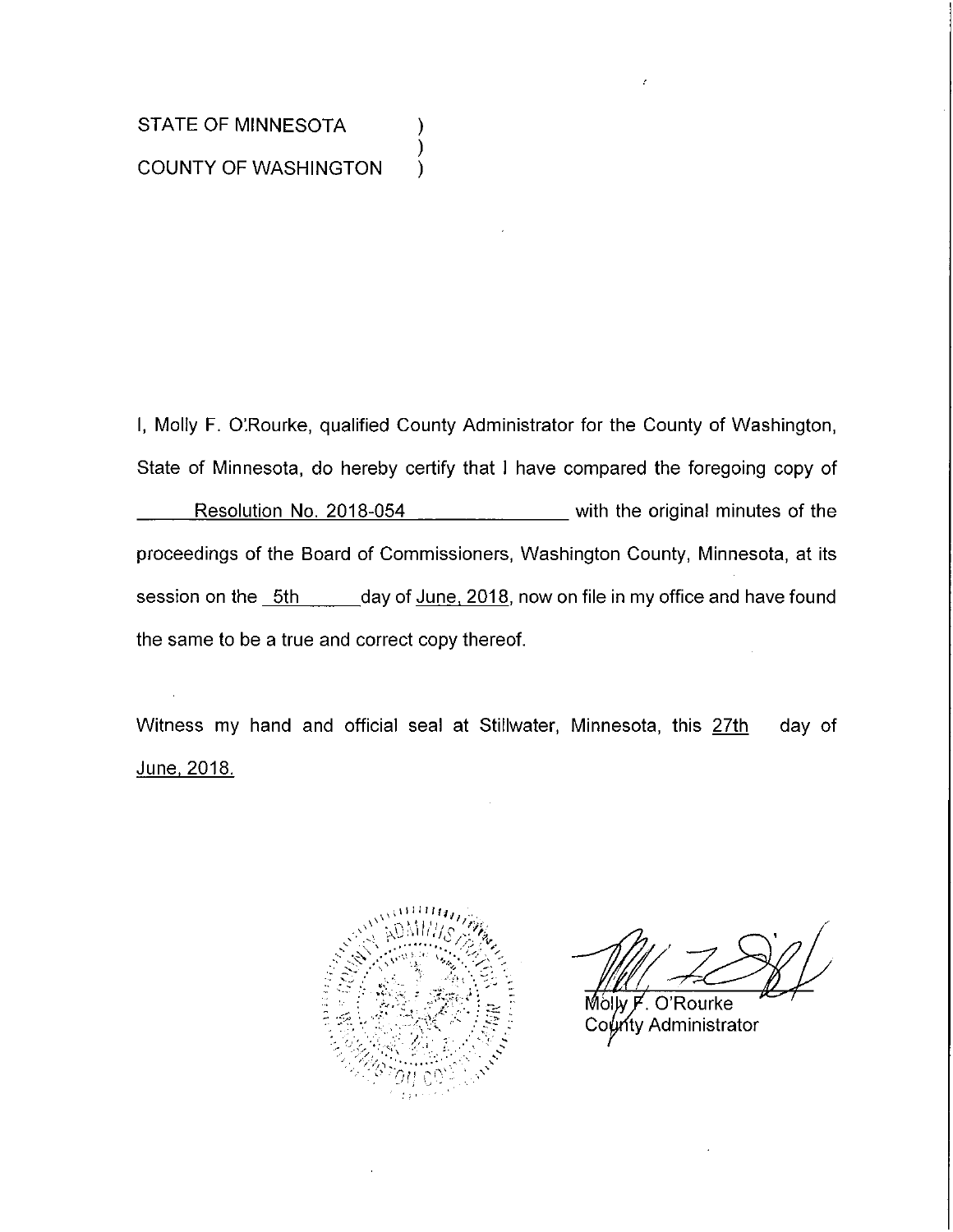STATE OF MINNESOTA )
)
COUNTY OF WASHINGTON )

I, Molly F. O'Rourke, qualified County Administrator for the County of Washington, State of Minnesota, do hereby certify that I have compared the foregoing copy of Resolution No. 2018-054 with the original minutes of the proceedings of the Board of Commissioners, Washington County, Minnesota, at its session on the 5th day of June, 2018, now on file in my office and have found the same to be a true and correct copy thereof.

Witness my hand and official seal at Stillwater, Minnesota, this 27th day of June, 2018.

Molly F. O'Rourke
County Administrator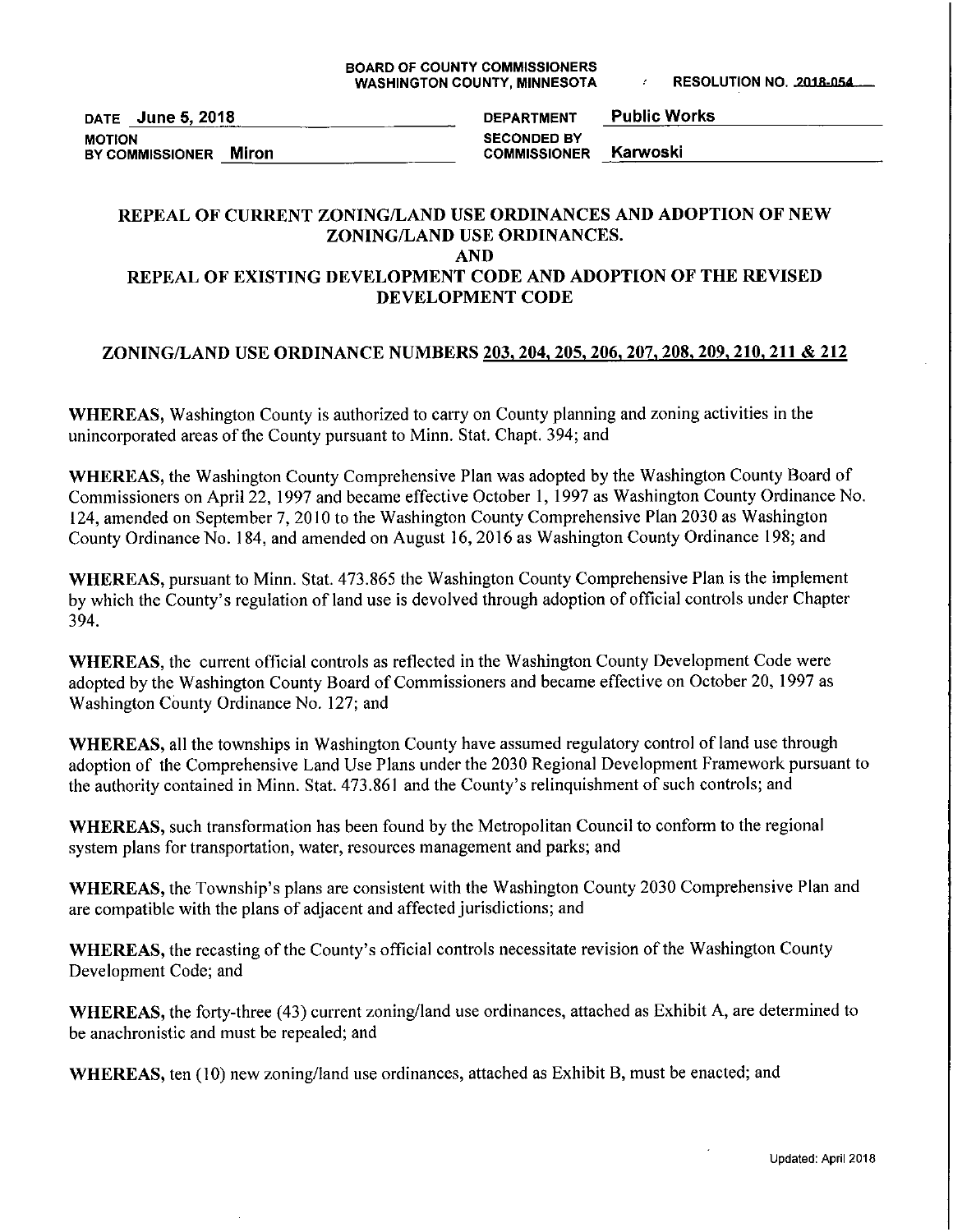BOARD OF COUNTY COMMISSIONERS
WASHINGTON COUNTY, MINNESOTA

RESOLUTION NO. 2018-054

DATE June 5, 2018 | DEPARTMENT Public Works

MOTION BY COMMISSIONER Miron | SECONDED BY COMMISSIONER Karwoski

## REPEAL OF CURRENT ZONING/LAND USE ORDINANCES AND ADOPTION OF NEW ZONING/LAND USE ORDINANCES. AND REPEAL OF EXISTING DEVELOPMENT CODE AND ADOPTION OF THE REVISED DEVELOPMENT CODE

## ZONING/LAND USE ORDINANCE NUMBERS 203, 204, 205, 206, 207, 208, 209, 210, 211 & 212

**WHEREAS,** Washington County is authorized to carry on County planning and zoning activities in the unincorporated areas of the County pursuant to Minn. Stat. Chapt. 394; and

**WHEREAS,** the Washington County Comprehensive Plan was adopted by the Washington County Board of Commissioners on April 22, 1997 and became effective October 1, 1997 as Washington County Ordinance No. 124, amended on September 7, 2010 to the Washington County Comprehensive Plan 2030 as Washington County Ordinance No. 184, and amended on August 16, 2016 as Washington County Ordinance 198; and

**WHEREAS,** pursuant to Minn. Stat. 473.865 the Washington County Comprehensive Plan is the implement by which the County's regulation of land use is devolved through adoption of official controls under Chapter 394.

**WHEREAS,** the current official controls as reflected in the Washington County Development Code were adopted by the Washington County Board of Commissioners and became effective on October 20, 1997 as Washington County Ordinance No. 127; and

**WHEREAS,** all the townships in Washington County have assumed regulatory control of land use through adoption of the Comprehensive Land Use Plans under the 2030 Regional Development Framework pursuant to the authority contained in Minn. Stat. 473.861 and the County's relinquishment of such controls; and

**WHEREAS,** such transformation has been found by the Metropolitan Council to conform to the regional system plans for transportation, water, resources management and parks; and

**WHEREAS,** the Township's plans are consistent with the Washington County 2030 Comprehensive Plan and are compatible with the plans of adjacent and affected jurisdictions; and

**WHEREAS,** the recasting of the County's official controls necessitate revision of the Washington County Development Code; and

**WHEREAS,** the forty-three (43) current zoning/land use ordinances, attached as Exhibit A, are determined to be anachronistic and must be repealed; and

**WHEREAS,** ten (10) new zoning/land use ordinances, attached as Exhibit B, must be enacted; and

Updated: April 2018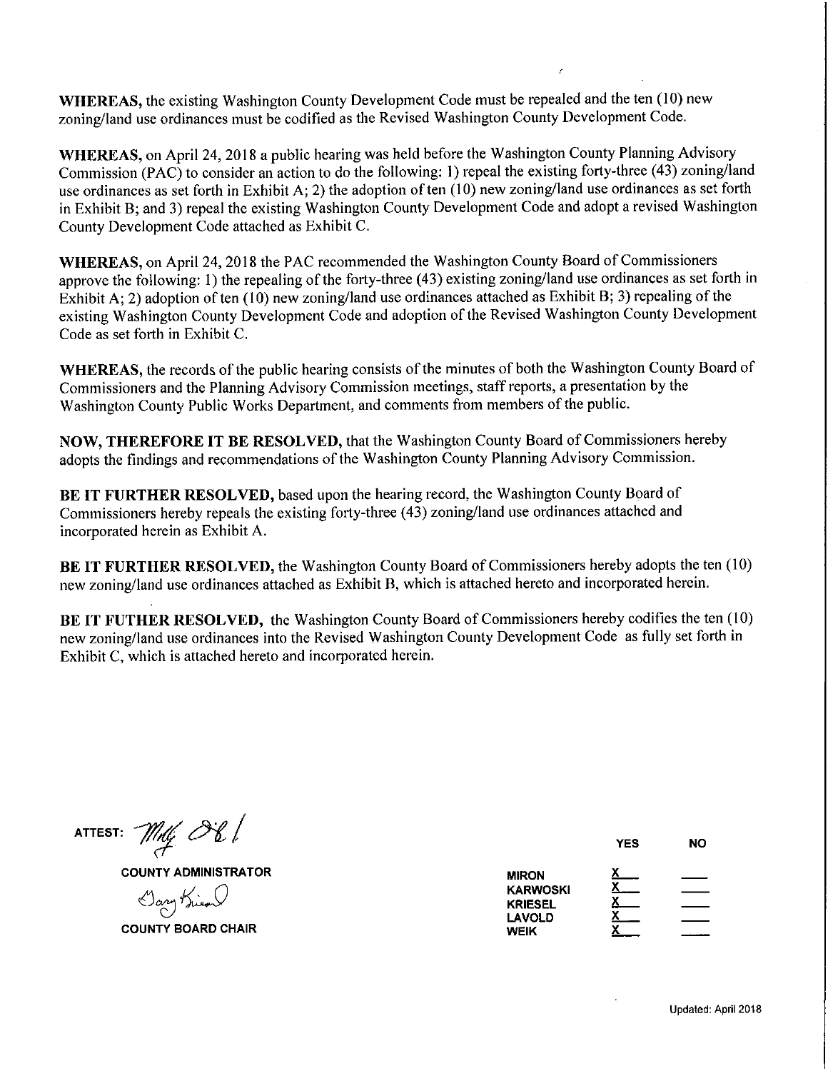**WHEREAS,** the existing Washington County Development Code must be repealed and the ten (10) new zoning/land use ordinances must be codified as the Revised Washington County Development Code.

**WHEREAS,** on April 24, 2018 a public hearing was held before the Washington County Planning Advisory Commission (PAC) to consider an action to do the following: 1) repeal the existing forty-three (43) zoning/land use ordinances as set forth in Exhibit A; 2) the adoption of ten (10) new zoning/land use ordinances as set forth in Exhibit B; and 3) repeal the existing Washington County Development Code and adopt a revised Washington County Development Code attached as Exhibit C.

**WHEREAS,** on April 24, 2018 the PAC recommended the Washington County Board of Commissioners approve the following: 1) the repealing of the forty-three (43) existing zoning/land use ordinances as set forth in Exhibit A; 2) adoption of ten (10) new zoning/land use ordinances attached as Exhibit B; 3) repealing of the existing Washington County Development Code and adoption of the Revised Washington County Development Code as set forth in Exhibit C.

**WHEREAS,** the records of the public hearing consists of the minutes of both the Washington County Board of Commissioners and the Planning Advisory Commission meetings, staff reports, a presentation by the Washington County Public Works Department, and comments from members of the public.

**NOW, THEREFORE IT BE RESOLVED,** that the Washington County Board of Commissioners hereby adopts the findings and recommendations of the Washington County Planning Advisory Commission.

**BE IT FURTHER RESOLVED,** based upon the hearing record, the Washington County Board of Commissioners hereby repeals the existing forty-three (43) zoning/land use ordinances attached and incorporated herein as Exhibit A.

**BE IT FURTHER RESOLVED,** the Washington County Board of Commissioners hereby adopts the ten (10) new zoning/land use ordinances attached as Exhibit B, which is attached hereto and incorporated herein.

**BE IT FUTHER RESOLVED,** the Washington County Board of Commissioners hereby codifies the ten (10) new zoning/land use ordinances into the Revised Washington County Development Code as fully set forth in Exhibit C, which is attached hereto and incorporated herein.

ATTEST:

**COUNTY ADMINISTRATOR**

**COUNTY BOARD CHAIR**

| | YES | NO |
|---|---|---|
| MIRON | X | |
| KARWOSKI | X | |
| KRIESEL | X | |
| LAVOLD | X | |
| WEIK | X | |

Updated: April 2018